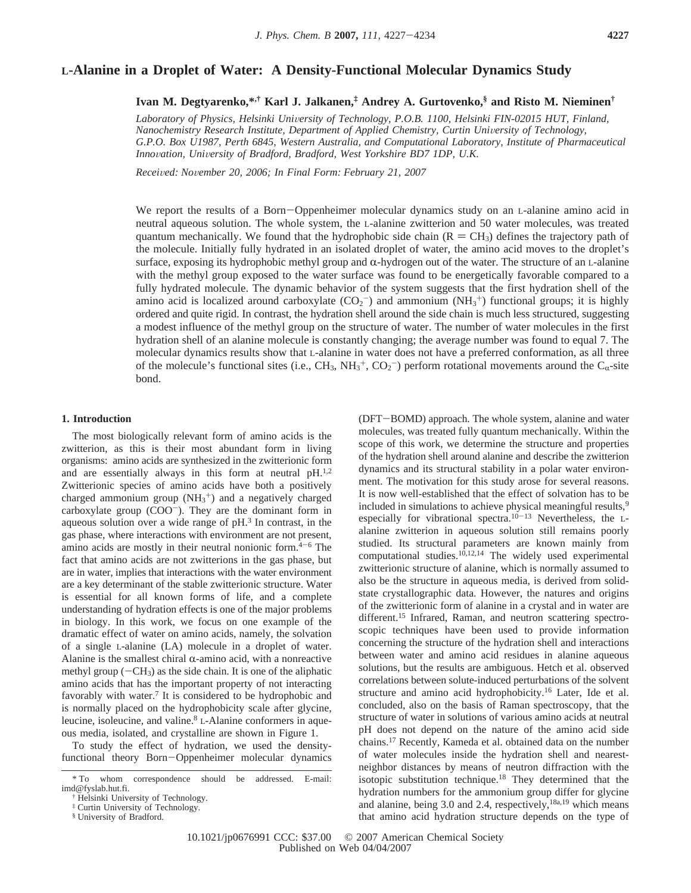# L-Alanine in a Droplet of Water: A Density-Functional Molecular Dynamics Study

**Ivan M. Degtyarenko,*,† Karl J. Jalkanen,‡ Andrey A. Gurtovenko,§ and Risto M. Nieminen†**

*Laboratory of Physics, Helsinki University of Technology, P.O.B. 1100, Helsinki FIN-02015 HUT, Finland, Nanochemistry Research Institute, Department of Applied Chemistry, Curtin University of Technology, G.P.O. Box U1987, Perth 6845, Western Australia, and Computational Laboratory, Institute of Pharmaceutical Innovation, University of Bradford, Bradford, West Yorkshire BD7 1DP, U.K.*

*Received: November 20, 2006; In Final Form: February 21, 2007*

We report the results of a Born–Oppenheimer molecular dynamics study on an L-alanine amino acid in neutral aqueous solution. The whole system, the L-alanine zwitterion and 50 water molecules, was treated quantum mechanically. We found that the hydrophobic side chain (R = $CH_3$) defines the trajectory path of the molecule. Initially fully hydrated in an isolated droplet of water, the amino acid moves to the droplet's surface, exposing its hydrophobic methyl group and α-hydrogen out of the water. The structure of an L-alanine with the methyl group exposed to the water surface was found to be energetically favorable compared to a fully hydrated molecule. The dynamic behavior of the system suggests that the first hydration shell of the amino acid is localized around carboxylate ($CO_2^-$) and ammonium ($NH_3^+$) functional groups; it is highly ordered and quite rigid. In contrast, the hydration shell around the side chain is much less structured, suggesting a modest influence of the methyl group on the structure of water. The number of water molecules in the first hydration shell of an alanine molecule is constantly changing; the average number was found to equal 7. The molecular dynamics results show that L-alanine in water does not have a preferred conformation, as all three of the molecule's functional sites (i.e., $CH_3$, $NH_3^+$, $CO_2^-$) perform rotational movements around the $C_\alpha$-site bond.

## 1. Introduction

The most biologically relevant form of amino acids is the zwitterion, as this is their most abundant form in living organisms: amino acids are synthesized in the zwitterionic form and are essentially always in this form at neutral pH.[1,2] Zwitterionic species of amino acids have both a positively charged ammonium group ($NH_3^+$) and a negatively charged carboxylate group ($COO^-$). They are the dominant form in aqueous solution over a wide range of pH.[3] In contrast, in the gas phase, where interactions with environment are not present, amino acids are mostly in their neutral nonionic form.[4–6] The fact that amino acids are not zwitterions in the gas phase, but are in water, implies that interactions with the water environment are a key determinant of the stable zwitterionic structure. Water is essential for all known forms of life, and a complete understanding of hydration effects is one of the major problems in biology. In this work, we focus on one example of the dramatic effect of water on amino acids, namely, the solvation of a single L-alanine (LA) molecule in a droplet of water. Alanine is the smallest chiral α-amino acid, with a nonreactive methyl group ($-CH_3$) as the side chain. It is one of the aliphatic amino acids that has the important property of not interacting favorably with water.[7] It is considered to be hydrophobic and is normally placed on the hydrophobicity scale after glycine, leucine, isoleucine, and valine.[8] L-Alanine conformers in aqueous media, isolated, and crystalline are shown in Figure 1.

To study the effect of hydration, we used the density-functional theory Born–Oppenheimer molecular dynamics (DFT–BOMD) approach. The whole system, alanine and water molecules, was treated fully quantum mechanically. Within the scope of this work, we determine the structure and properties of the hydration shell around alanine and describe the zwitterion dynamics and its structural stability in a polar water environment. The motivation for this study arose for several reasons. It is now well-established that the effect of solvation has to be included in simulations to achieve physical meaningful results,[9] especially for vibrational spectra.[10–13] Nevertheless, the L-alanine zwitterion in aqueous solution still remains poorly studied. Its structural parameters are known mainly from computational studies.[10,12,14] The widely used experimental zwitterionic structure of alanine, which is normally assumed to also be the structure in aqueous media, is derived from solid-state crystallographic data. However, the natures and origins of the zwitterionic form of alanine in a crystal and in water are different.[15] Infrared, Raman, and neutron scattering spectroscopic techniques have been used to provide information concerning the structure of the hydration shell and interactions between water and amino acid residues in alanine aqueous solutions, but the results are ambiguous. Hetch et al. observed correlations between solute-induced perturbations of the solvent structure and amino acid hydrophobicity.[16] Later, Ide et al. concluded, also on the basis of Raman spectroscopy, that the structure of water in solutions of various amino acids at neutral pH does not depend on the nature of the amino acid side chains.[17] Recently, Kameda et al. obtained data on the number of water molecules inside the hydration shell and nearest-neighbor distances by means of neutron diffraction with the isotopic substitution technique.[18] They determined that the hydration numbers for the ammonium group differ for glycine and alanine, being 3.0 and 2.4, respectively,[18a,19] which means that amino acid hydration structure depends on the type of

---

\* To whom correspondence should be addressed. E-mail: imd@fyslab.hut.fi.

† Helsinki University of Technology.

‡ Curtin University of Technology.

§ University of Bradford.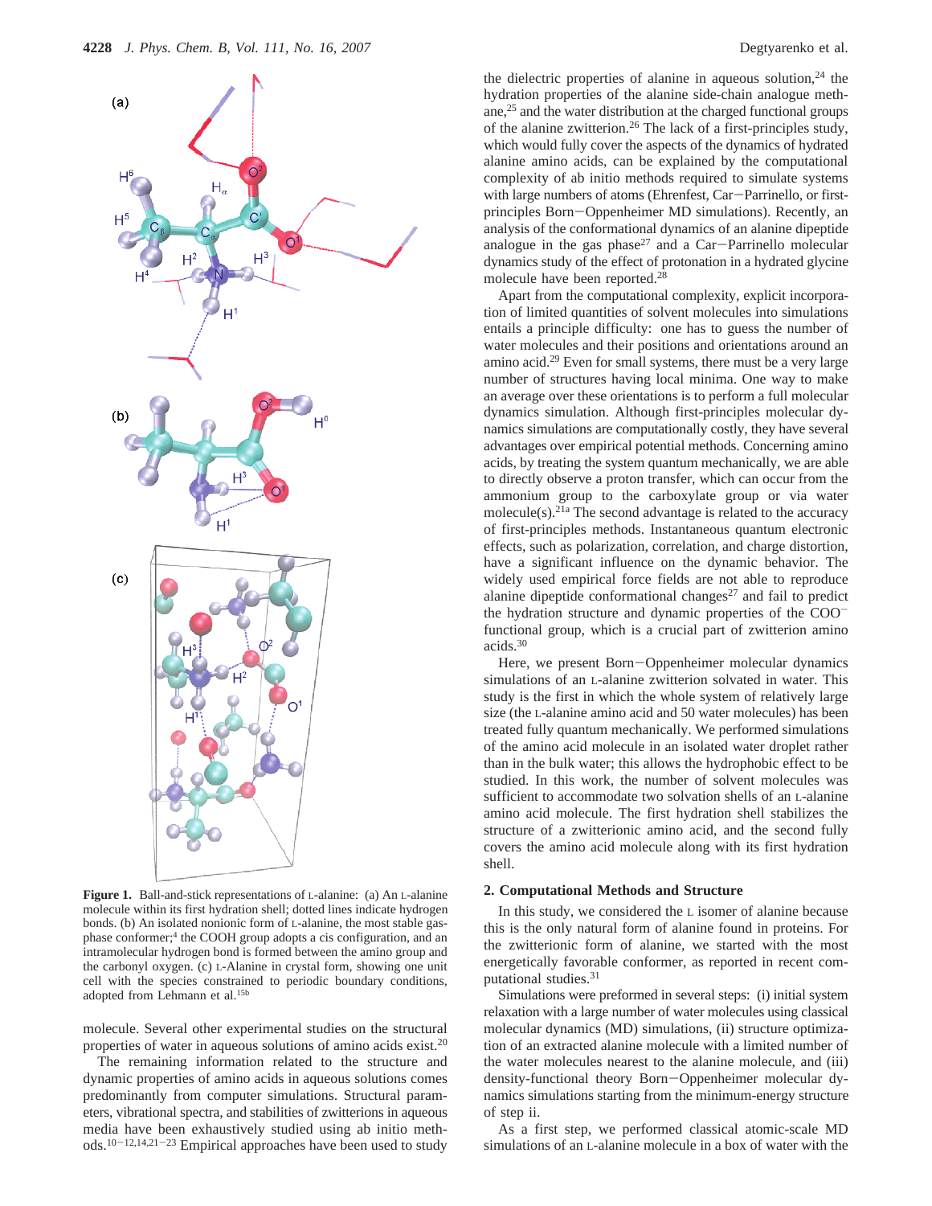Figure 1. Ball-and-stick representations of L-alanine: (a) An L-alanine molecule within its first hydration shell; dotted lines indicate hydrogen bonds. (b) An isolated nonionic form of L-alanine, the most stable gas-phase conformer;[4] the COOH group adopts a cis configuration, and an intramolecular hydrogen bond is formed between the amino group and the carbonyl oxygen. (c) L-Alanine in crystal form, showing one unit cell with the species constrained to periodic boundary conditions, adopted from Lehmann et al.[15b]

molecule. Several other experimental studies on the structural properties of water in aqueous solutions of amino acids exist.[20]

The remaining information related to the structure and dynamic properties of amino acids in aqueous solutions comes predominantly from computer simulations. Structural parameters, vibrational spectra, and stabilities of zwitterions in aqueous media have been exhaustively studied using ab initio methods.[10−12,14,21−23] Empirical approaches have been used to study the dielectric properties of alanine in aqueous solution,[24] the hydration properties of the alanine side-chain analogue methane,[25] and the water distribution at the charged functional groups of the alanine zwitterion.[26] The lack of a first-principles study, which would fully cover the aspects of the dynamics of hydrated alanine amino acids, can be explained by the computational complexity of ab initio methods required to simulate systems with large numbers of atoms (Ehrenfest, Car−Parrinello, or first-principles Born−Oppenheimer MD simulations). Recently, an analysis of the conformational dynamics of an alanine dipeptide analogue in the gas phase[27] and a Car−Parrinello molecular dynamics study of the effect of protonation in a hydrated glycine molecule have been reported.[28]

Apart from the computational complexity, explicit incorporation of limited quantities of solvent molecules into simulations entails a principle difficulty: one has to guess the number of water molecules and their positions and orientations around an amino acid.[29] Even for small systems, there must be a very large number of structures having local minima. One way to make an average over these orientations is to perform a full molecular dynamics simulation. Although first-principles molecular dynamics simulations are computationally costly, they have several advantages over empirical potential methods. Concerning amino acids, by treating the system quantum mechanically, we are able to directly observe a proton transfer, which can occur from the ammonium group to the carboxylate group or via water molecule(s).[21a] The second advantage is related to the accuracy of first-principles methods. Instantaneous quantum electronic effects, such as polarization, correlation, and charge distortion, have a significant influence on the dynamic behavior. The widely used empirical force fields are not able to reproduce alanine dipeptide conformational changes[27] and fail to predict the hydration structure and dynamic properties of the $COO^-$ functional group, which is a crucial part of zwitterion amino acids.[30]

Here, we present Born−Oppenheimer molecular dynamics simulations of an L-alanine zwitterion solvated in water. This study is the first in which the whole system of relatively large size (the L-alanine amino acid and 50 water molecules) has been treated fully quantum mechanically. We performed simulations of the amino acid molecule in an isolated water droplet rather than in the bulk water; this allows the hydrophobic effect to be studied. In this work, the number of solvent molecules was sufficient to accommodate two solvation shells of an L-alanine amino acid molecule. The first hydration shell stabilizes the structure of a zwitterionic amino acid, and the second fully covers the amino acid molecule along with its first hydration shell.

## 2. Computational Methods and Structure

In this study, we considered the L isomer of alanine because this is the only natural form of alanine found in proteins. For the zwitterionic form of alanine, we started with the most energetically favorable conformer, as reported in recent computational studies.[31]

Simulations were preformed in several steps: (i) initial system relaxation with a large number of water molecules using classical molecular dynamics (MD) simulations, (ii) structure optimization of an extracted alanine molecule with a limited number of the water molecules nearest to the alanine molecule, and (iii) density-functional theory Born−Oppenheimer molecular dynamics simulations starting from the minimum-energy structure of step ii.

As a first step, we performed classical atomic-scale MD simulations of an L-alanine molecule in a box of water with the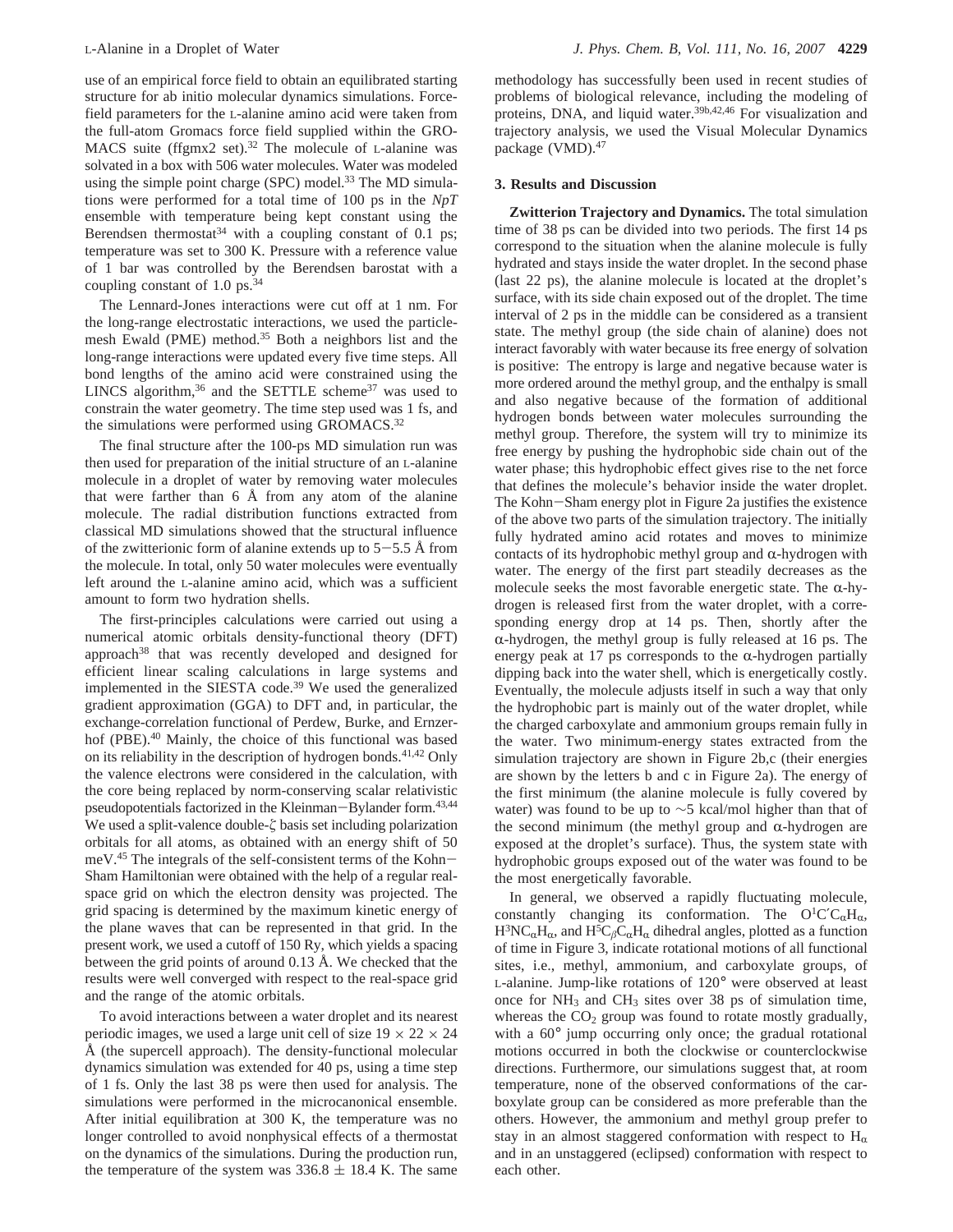use of an empirical force field to obtain an equilibrated starting structure for ab initio molecular dynamics simulations. Force-field parameters for the L-alanine amino acid were taken from the full-atom Gromacs force field supplied within the GROMACS suite (ffgmx2 set).[32] The molecule of L-alanine was solvated in a box with 506 water molecules. Water was modeled using the simple point charge (SPC) model.[33] The MD simulations were performed for a total time of 100 ps in the *NpT* ensemble with temperature being kept constant using the Berendsen thermostat[34] with a coupling constant of 0.1 ps; temperature was set to 300 K. Pressure with a reference value of 1 bar was controlled by the Berendsen barostat with a coupling constant of 1.0 ps.[34]

The Lennard-Jones interactions were cut off at 1 nm. For the long-range electrostatic interactions, we used the particle-mesh Ewald (PME) method.[35] Both a neighbors list and the long-range interactions were updated every five time steps. All bond lengths of the amino acid were constrained using the LINCS algorithm,[36] and the SETTLE scheme[37] was used to constrain the water geometry. The time step used was 1 fs, and the simulations were performed using GROMACS.[32]

The final structure after the 100-ps MD simulation run was then used for preparation of the initial structure of an L-alanine molecule in a droplet of water by removing water molecules that were farther than 6 Å from any atom of the alanine molecule. The radial distribution functions extracted from classical MD simulations showed that the structural influence of the zwitterionic form of alanine extends up to 5−5.5 Å from the molecule. In total, only 50 water molecules were eventually left around the L-alanine amino acid, which was a sufficient amount to form two hydration shells.

The first-principles calculations were carried out using a numerical atomic orbitals density-functional theory (DFT) approach[38] that was recently developed and designed for efficient linear scaling calculations in large systems and implemented in the SIESTA code.[39] We used the generalized gradient approximation (GGA) to DFT and, in particular, the exchange-correlation functional of Perdew, Burke, and Ernzerhof (PBE).[40] Mainly, the choice of this functional was based on its reliability in the description of hydrogen bonds.[41,42] Only the valence electrons were considered in the calculation, with the core being replaced by norm-conserving scalar relativistic pseudopotentials factorized in the Kleinman−Bylander form.[43,44] We used a split-valence double-$\zeta$ basis set including polarization orbitals for all atoms, as obtained with an energy shift of 50 meV.[45] The integrals of the self-consistent terms of the Kohn−Sham Hamiltonian were obtained with the help of a regular real-space grid on which the electron density was projected. The grid spacing is determined by the maximum kinetic energy of the plane waves that can be represented in that grid. In the present work, we used a cutoff of 150 Ry, which yields a spacing between the grid points of around 0.13 Å. We checked that the results were well converged with respect to the real-space grid and the range of the atomic orbitals.

To avoid interactions between a water droplet and its nearest periodic images, we used a large unit cell of size 19 × 22 × 24 Å (the supercell approach). The density-functional molecular dynamics simulation was extended for 40 ps, using a time step of 1 fs. Only the last 38 ps were then used for analysis. The simulations were performed in the microcanonical ensemble. After initial equilibration at 300 K, the temperature was no longer controlled to avoid nonphysical effects of a thermostat on the dynamics of the simulations. During the production run, the temperature of the system was 336.8 ± 18.4 K. The same methodology has successfully been used in recent studies of problems of biological relevance, including the modeling of proteins, DNA, and liquid water.[39b,42,46] For visualization and trajectory analysis, we used the Visual Molecular Dynamics package (VMD).[47]

## 3. Results and Discussion

**Zwitterion Trajectory and Dynamics.** The total simulation time of 38 ps can be divided into two periods. The first 14 ps correspond to the situation when the alanine molecule is fully hydrated and stays inside the water droplet. In the second phase (last 22 ps), the alanine molecule is located at the droplet's surface, with its side chain exposed out of the droplet. The time interval of 2 ps in the middle can be considered as a transient state. The methyl group (the side chain of alanine) does not interact favorably with water because its free energy of solvation is positive: The entropy is large and negative because water is more ordered around the methyl group, and the enthalpy is small and also negative because of the formation of additional hydrogen bonds between water molecules surrounding the methyl group. Therefore, the system will try to minimize its free energy by pushing the hydrophobic side chain out of the water phase; this hydrophobic effect gives rise to the net force that defines the molecule's behavior inside the water droplet. The Kohn−Sham energy plot in Figure 2a justifies the existence of the above two parts of the simulation trajectory. The initially fully hydrated amino acid rotates and moves to minimize contacts of its hydrophobic methyl group and α-hydrogen with water. The energy of the first part steadily decreases as the molecule seeks the most favorable energetic state. The α-hydrogen is released first from the water droplet, with a corresponding energy drop at 14 ps. Then, shortly after the α-hydrogen, the methyl group is fully released at 16 ps. The energy peak at 17 ps corresponds to the α-hydrogen partially dipping back into the water shell, which is energetically costly. Eventually, the molecule adjusts itself in such a way that only the hydrophobic part is mainly out of the water droplet, while the charged carboxylate and ammonium groups remain fully in the water. Two minimum-energy states extracted from the simulation trajectory are shown in Figure 2b,c (their energies are shown by the letters b and c in Figure 2a). The energy of the first minimum (the alanine molecule is fully covered by water) was found to be up to ~5 kcal/mol higher than that of the second minimum (the methyl group and α-hydrogen are exposed at the droplet's surface). Thus, the system state with hydrophobic groups exposed out of the water was found to be the most energetically favorable.

In general, we observed a rapidly fluctuating molecule, constantly changing its conformation. The $O^1C'C_\alpha H_\alpha$, $H^3NC_\alpha H_\alpha$, and $H^5C_\beta C_\alpha H_\alpha$ dihedral angles, plotted as a function of time in Figure 3, indicate rotational motions of all functional sites, i.e., methyl, ammonium, and carboxylate groups, of L-alanine. Jump-like rotations of 120° were observed at least once for $NH_3$ and $CH_3$ sites over 38 ps of simulation time, whereas the $CO_2$ group was found to rotate mostly gradually, with a 60° jump occurring only once; the gradual rotational motions occurred in both the clockwise or counterclockwise directions. Furthermore, our simulations suggest that, at room temperature, none of the observed conformations of the carboxylate group can be considered as more preferable than the others. However, the ammonium and methyl group prefer to stay in an almost staggered conformation with respect to $H_\alpha$ and in an unstaggered (eclipsed) conformation with respect to each other.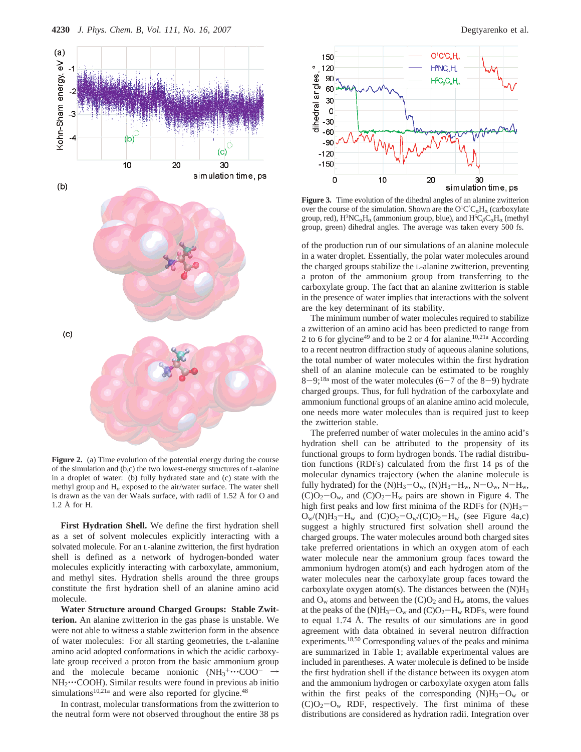**Figure 2.** (a) Time evolution of the potential energy during the course of the simulation and (b,c) the two lowest-energy structures of L-alanine in a droplet of water: (b) fully hydrated state and (c) state with the methyl group and $H_\alpha$ exposed to the air/water surface. The water shell is drawn as the van der Waals surface, with radii of 1.52 Å for O and 1.2 Å for H.

**Figure 3.** Time evolution of the dihedral angles of an alanine zwitterion over the course of the simulation. Shown are the $O^1C'C_\alpha H_\alpha$ (carboxylate group, red), $H^3NC_\alpha H_\alpha$ (ammonium group, blue), and $H^5C_\beta C_\alpha H_\alpha$ (methyl group, green) dihedral angles. The average was taken every 500 fs.

**First Hydration Shell.** We define the first hydration shell as a set of solvent molecules explicitly interacting with a solvated molecule. For an L-alanine zwitterion, the first hydration shell is defined as a network of hydrogen-bonded water molecules explicitly interacting with carboxylate, ammonium, and methyl sites. Hydration shells around the three groups constitute the first hydration shell of an alanine amino acid molecule.

**Water Structure around Charged Groups: Stable Zwitterion.** An alanine zwitterion in the gas phase is unstable. We were not able to witness a stable zwitterion form in the absence of water molecules: For all starting geometries, the L-alanine amino acid adopted conformations in which the acidic carboxylate group received a proton from the basic ammonium group and the molecule became nonionic ($NH_3^+\cdots COO^- \rightarrow NH_2\cdots COOH$). Similar results were found in previous ab initio simulations[10,21a] and were also reported for glycine.[48]

In contrast, molecular transformations from the zwitterion to the neutral form were not observed throughout the entire 38 ps of the production run of our simulations of an alanine molecule in a water droplet. Essentially, the polar water molecules around the charged groups stabilize the L-alanine zwitterion, preventing a proton of the ammonium group from transferring to the carboxylate group. The fact that an alanine zwitterion is stable in the presence of water implies that interactions with the solvent are the key determinant of its stability.

The minimum number of water molecules required to stabilize a zwitterion of an amino acid has been predicted to range from 2 to 6 for glycine[49] and to be 2 or 4 for alanine.[10,21a] According to a recent neutron diffraction study of aqueous alanine solutions, the total number of water molecules within the first hydration shell of an alanine molecule can be estimated to be roughly 8−9;[18a] most of the water molecules (6−7 of the 8−9) hydrate charged groups. Thus, for full hydration of the carboxylate and ammonium functional groups of an alanine amino acid molecule, one needs more water molecules than is required just to keep the zwitterion stable.

The preferred number of water molecules in the amino acid's hydration shell can be attributed to the propensity of its functional groups to form hydrogen bonds. The radial distribution functions (RDFs) calculated from the first 14 ps of the molecular dynamics trajectory (when the alanine molecule is fully hydrated) for the $(N)H_3{-}O_w$, $(N)H_3{-}H_w$, $N{-}O_w$, $N{-}H_w$, $(C)O_2{-}O_w$, and $(C)O_2{-}H_w$ pairs are shown in Figure 4. The high first peaks and low first minima of the RDFs for $(N)H_3{-}O_w/(N)H_3{-}H_w$ and $(C)O_2{-}O_w/(C)O_2{-}H_w$ (see Figure 4a,c) suggest a highly structured first solvation shell around the charged groups. The water molecules around both charged sites take preferred orientations in which an oxygen atom of each water molecule near the ammonium group faces toward the ammonium hydrogen atom(s) and each hydrogen atom of the water molecules near the carboxylate group faces toward the carboxylate oxygen atom(s). The distances between the $(N)H_3$ and $O_w$ atoms and between the $(C)O_2$ and $H_w$ atoms, the values at the peaks of the $(N)H_3{-}O_w$ and $(C)O_2{-}H_w$ RDFs, were found to equal 1.74 Å. The results of our simulations are in good agreement with data obtained in several neutron diffraction experiments.[18,50] Corresponding values of the peaks and minima are summarized in Table 1; available experimental values are included in parentheses. A water molecule is defined to be inside the first hydration shell if the distance between its oxygen atom and the ammonium hydrogen or carboxylate oxygen atom falls within the first peaks of the corresponding $(N)H_3{-}O_w$ or $(C)O_2{-}O_w$ RDF, respectively. The first minima of these distributions are considered as hydration radii. Integration over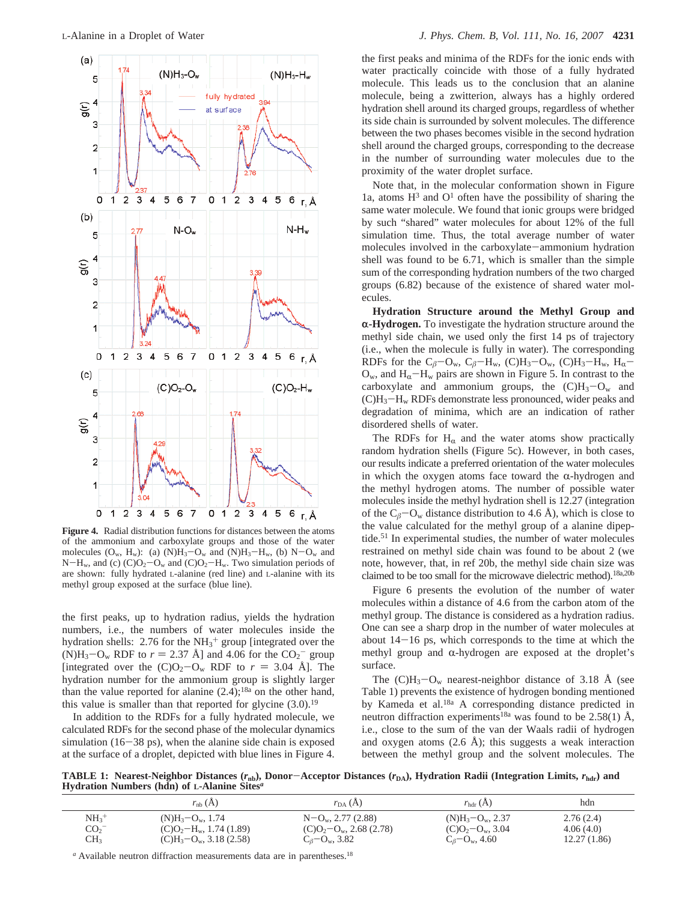Figure 4. Radial distribution functions for distances between the atoms of the ammonium and carboxylate groups and those of the water molecules ($O_w$, $H_w$): (a) $(N)H_3-O_w$ and $(N)H_3-H_w$, (b) $N-O_w$ and $N-H_w$, and (c) $(C)O_2-O_w$ and $(C)O_2-H_w$. Two simulation periods of are shown: fully hydrated L-alanine (red line) and L-alanine with its methyl group exposed at the surface (blue line).

the first peaks, up to hydration radius, yields the hydration numbers, i.e., the numbers of water molecules inside the hydration shells: 2.76 for the $NH_3^+$ group [integrated over the $(N)H_3-O_w$ RDF to $r = 2.37$ Å] and 4.06 for the $CO_2^-$ group [integrated over the $(C)O_2-O_w$ RDF to $r = 3.04$ Å]. The hydration number for the ammonium group is slightly larger than the value reported for alanine (2.4);[18a] on the other hand, this value is smaller than that reported for glycine (3.0).[19]

In addition to the RDFs for a fully hydrated molecule, we calculated RDFs for the second phase of the molecular dynamics simulation (16−38 ps), when the alanine side chain is exposed at the surface of a droplet, depicted with blue lines in Figure 4. the first peaks and minima of the RDFs for the ionic ends with water practically coincide with those of a fully hydrated molecule. This leads us to the conclusion that an alanine molecule, being a zwitterion, always has a highly ordered hydration shell around its charged groups, regardless of whether its side chain is surrounded by solvent molecules. The difference between the two phases becomes visible in the second hydration shell around the charged groups, corresponding to the decrease in the number of surrounding water molecules due to the proximity of the water droplet surface.

Note that, in the molecular conformation shown in Figure 1a, atoms $H^3$ and $O^1$ often have the possibility of sharing the same water molecule. We found that ionic groups were bridged by such "shared" water molecules for about 12% of the full simulation time. Thus, the total average number of water molecules involved in the carboxylate−ammonium hydration shell was found to be 6.71, which is smaller than the simple sum of the corresponding hydration numbers of the two charged groups (6.82) because of the existence of shared water molecules.

**Hydration Structure around the Methyl Group and α-Hydrogen.** To investigate the hydration structure around the methyl side chain, we used only the first 14 ps of trajectory (i.e., when the molecule is fully in water). The corresponding RDFs for the $C_\beta-O_w$, $C_\beta-H_w$, $(C)H_3-O_w$, $(C)H_3-H_w$, $H_\alpha-O_w$, and $H_\alpha-H_w$ pairs are shown in Figure 5. In contrast to the carboxylate and ammonium groups, the $(C)H_3-O_w$ and $(C)H_3-H_w$ RDFs demonstrate less pronounced, wider peaks and degradation of minima, which are an indication of rather disordered shells of water.

The RDFs for $H_\alpha$ and the water atoms show practically random hydration shells (Figure 5c). However, in both cases, our results indicate a preferred orientation of the water molecules in which the oxygen atoms face toward the α-hydrogen and the methyl hydrogen atoms. The number of possible water molecules inside the methyl hydration shell is 12.27 (integration of the $C_\beta-O_w$ distance distribution to 4.6 Å), which is close to the value calculated for the methyl group of a alanine dipeptide.[51] In experimental studies, the number of water molecules restrained on methyl side chain was found to be about 2 (we note, however, that, in ref 20b, the methyl side chain size was claimed to be too small for the microwave dielectric method).[18a,20b]

Figure 6 presents the evolution of the number of water molecules within a distance of 4.6 from the carbon atom of the methyl group. The distance is considered as a hydration radius. One can see a sharp drop in the number of water molecules at about 14−16 ps, which corresponds to the time at which the methyl group and α-hydrogen are exposed at the droplet's surface.

The $(C)H_3-O_w$ nearest-neighbor distance of 3.18 Å (see Table 1) prevents the existence of hydrogen bonding mentioned by Kameda et al.[18a] A corresponding distance predicted in neutron diffraction experiments[18a] was found to be 2.58(1) Å, i.e., close to the sum of the van der Waals radii of hydrogen and oxygen atoms (2.6 Å); this suggests a weak interaction between the methyl group and the solvent molecules. The

**TABLE 1: Nearest-Neighbor Distances ($r_{nb}$), Donor−Acceptor Distances ($r_{DA}$), Hydration Radii (Integration Limits, $r_{hdr}$) and Hydration Numbers (hdn) of L-Alanine Sites[a]**

| | $r_{nb}$ (Å) | $r_{DA}$ (Å) | $r_{hdr}$ (Å) | hdn |
|---|---|---|---|---|
| $NH_3^+$ | $(N)H_3-O_w$, 1.74 | $N-O_w$, 2.77 (2.88) | $(N)H_3-O_w$, 2.37 | 2.76 (2.4) |
| $CO_2^-$ | $(C)O_2-H_w$, 1.74 (1.89) | $(C)O_2-O_w$, 2.68 (2.78) | $(C)O_2-O_w$, 3.04 | 4.06 (4.0) |
| $CH_3$ | $(C)H_3-O_w$, 3.18 (2.58) | $C_\beta-O_w$, 3.82 | $C_\beta-O_w$, 4.60 | 12.27 (1.86) |

[a] Available neutron diffraction measurements data are in parentheses.[18]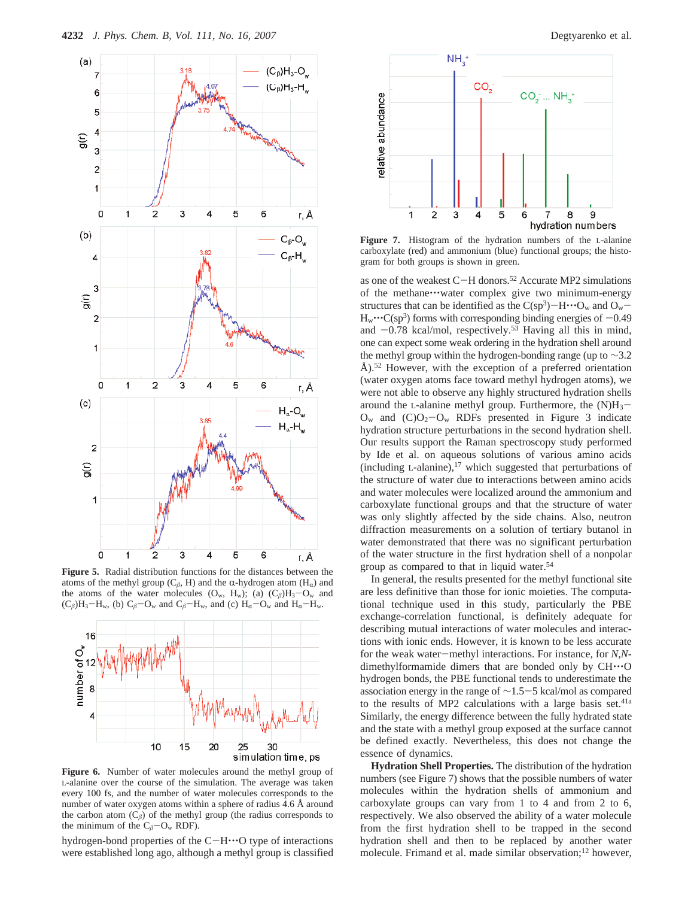**Figure 5.** Radial distribution functions for the distances between the atoms of the methyl group ($C_\beta$, H) and the α-hydrogen atom ($H_\alpha$) and the atoms of the water molecules ($O_w$, $H_w$); (a) $(C_\beta)H_3-O_w$ and $(C_\beta)H_3-H_w$, (b) $C_\beta-O_w$ and $C_\beta-H_w$, and (c) $H_\alpha-O_w$ and $H_\alpha-H_w$.

**Figure 6.** Number of water molecules around the methyl group of L-alanine over the course of the simulation. The average was taken every 100 fs, and the number of water molecules corresponds to the number of water oxygen atoms within a sphere of radius 4.6 Å around the carbon atom ($C_\beta$) of the methyl group (the radius corresponds to the minimum of the $C_\beta-O_w$ RDF).

hydrogen-bond properties of the C−H···O type of interactions were established long ago, although a methyl group is classified as one of the weakest C−H donors.[52] Accurate MP2 simulations of the methane···water complex give two minimum-energy structures that can be identified as the $C(sp^3)-H\cdots O_w$ and $O_w-H_w\cdots C(sp^3)$ forms with corresponding binding energies of −0.49 and −0.78 kcal/mol, respectively.[53] Having all this in mind, one can expect some weak ordering in the hydration shell around the methyl group within the hydrogen-bonding range (up to ~3.2 Å).[52] However, with the exception of a preferred orientation (water oxygen atoms face toward methyl hydrogen atoms), we were not able to observe any highly structured hydration shells around the L-alanine methyl group. Furthermore, the $(N)H_3-O_w$ and $(C)O_2-O_w$ RDFs presented in Figure 3 indicate hydration structure perturbations in the second hydration shell. Our results support the Raman spectroscopy study performed by Ide et al. on aqueous solutions of various amino acids (including L-alanine),[17] which suggested that perturbations of the structure of water due to interactions between amino acids and water molecules were localized around the ammonium and carboxylate functional groups and that the structure of water was only slightly affected by the side chains. Also, neutron diffraction measurements on a solution of tertiary butanol in water demonstrated that there was no significant perturbation of the water structure in the first hydration shell of a nonpolar group as compared to that in liquid water.[54]

In general, the results presented for the methyl functional site are less definitive than those for ionic moieties. The computational technique used in this study, particularly the PBE exchange-correlation functional, is definitely adequate for describing mutual interactions of water molecules and interactions with ionic ends. However, it is known to be less accurate for the weak water−methyl interactions. For instance, for *N,N*-dimethylformamide dimers that are bonded only by CH···O hydrogen bonds, the PBE functional tends to underestimate the association energy in the range of ~1.5−5 kcal/mol as compared to the results of MP2 calculations with a large basis set.[41a] Similarly, the energy difference between the fully hydrated state and the state with a methyl group exposed at the surface cannot be defined exactly. Nevertheless, this does not change the essence of dynamics.

**Hydration Shell Properties.** The distribution of the hydration numbers (see Figure 7) shows that the possible numbers of water molecules within the hydration shells of ammonium and carboxylate groups can vary from 1 to 4 and from 2 to 6, respectively. We also observed the ability of a water molecule from the first hydration shell to be trapped in the second hydration shell and then to be replaced by another water molecule. Frimand et al. made similar observation;[12] however,

**Figure 7.** Histogram of the hydration numbers of the L-alanine carboxylate (red) and ammonium (blue) functional groups; the histogram for both groups is shown in green.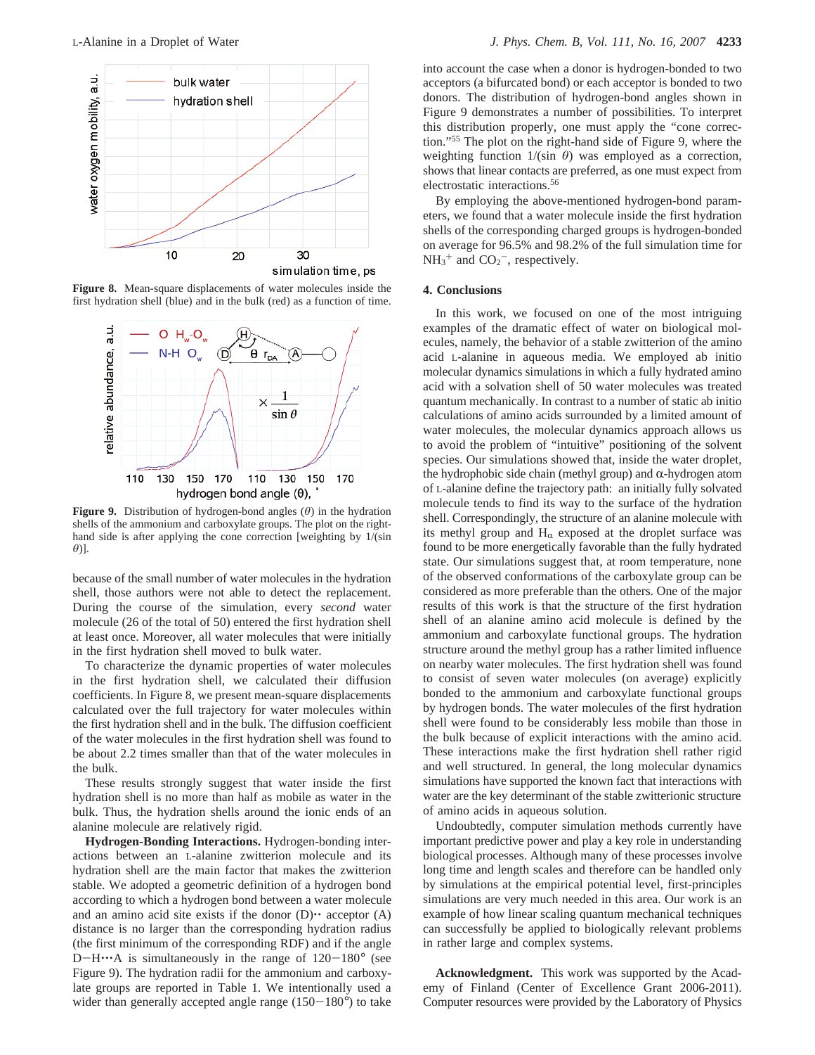Figure 8. Mean-square displacements of water molecules inside the first hydration shell (blue) and in the bulk (red) as a function of time.

Figure 9. Distribution of hydrogen-bond angles ($\theta$) in the hydration shells of the ammonium and carboxylate groups. The plot on the right-hand side is after applying the cone correction [weighting by $1/(\sin \theta)$].

because of the small number of water molecules in the hydration shell, those authors were not able to detect the replacement. During the course of the simulation, every *second* water molecule (26 of the total of 50) entered the first hydration shell at least once. Moreover, all water molecules that were initially in the first hydration shell moved to bulk water.

To characterize the dynamic properties of water molecules in the first hydration shell, we calculated their diffusion coefficients. In Figure 8, we present mean-square displacements calculated over the full trajectory for water molecules within the first hydration shell and in the bulk. The diffusion coefficient of the water molecules in the first hydration shell was found to be about 2.2 times smaller than that of the water molecules in the bulk.

These results strongly suggest that water inside the first hydration shell is no more than half as mobile as water in the bulk. Thus, the hydration shells around the ionic ends of an alanine molecule are relatively rigid.

**Hydrogen-Bonding Interactions.** Hydrogen-bonding interactions between an L-alanine zwitterion molecule and its hydration shell are the main factor that makes the zwitterion stable. We adopted a geometric definition of a hydrogen bond according to which a hydrogen bond between a water molecule and an amino acid site exists if the donor (D)·· acceptor (A) distance is no larger than the corresponding hydration radius (the first minimum of the corresponding RDF) and if the angle D−H···A is simultaneously in the range of 120−180° (see Figure 9). The hydration radii for the ammonium and carboxylate groups are reported in Table 1. We intentionally used a wider than generally accepted angle range (150−180°) to take into account the case when a donor is hydrogen-bonded to two acceptors (a bifurcated bond) or each acceptor is bonded to two donors. The distribution of hydrogen-bond angles shown in Figure 9 demonstrates a number of possibilities. To interpret this distribution properly, one must apply the "cone correction."[55] The plot on the right-hand side of Figure 9, where the weighting function $1/(\sin \theta)$ was employed as a correction, shows that linear contacts are preferred, as one must expect from electrostatic interactions.[56]

By employing the above-mentioned hydrogen-bond parameters, we found that a water molecule inside the first hydration shells of the corresponding charged groups is hydrogen-bonded on average for 96.5% and 98.2% of the full simulation time for $NH_3^+$ and $CO_2^-$, respectively.

## 4. Conclusions

In this work, we focused on one of the most intriguing examples of the dramatic effect of water on biological molecules, namely, the behavior of a stable zwitterion of the amino acid L-alanine in aqueous media. We employed ab initio molecular dynamics simulations in which a fully hydrated amino acid with a solvation shell of 50 water molecules was treated quantum mechanically. In contrast to a number of static ab initio calculations of amino acids surrounded by a limited amount of water molecules, the molecular dynamics approach allows us to avoid the problem of "intuitive" positioning of the solvent species. Our simulations showed that, inside the water droplet, the hydrophobic side chain (methyl group) and α-hydrogen atom of L-alanine define the trajectory path: an initially fully solvated molecule tends to find its way to the surface of the hydration shell. Correspondingly, the structure of an alanine molecule with its methyl group and $H_\alpha$ exposed at the droplet surface was found to be more energetically favorable than the fully hydrated state. Our simulations suggest that, at room temperature, none of the observed conformations of the carboxylate group can be considered as more preferable than the others. One of the major results of this work is that the structure of the first hydration shell of an alanine amino acid molecule is defined by the ammonium and carboxylate functional groups. The hydration structure around the methyl group has a rather limited influence on nearby water molecules. The first hydration shell was found to consist of seven water molecules (on average) explicitly bonded to the ammonium and carboxylate functional groups by hydrogen bonds. The water molecules of the first hydration shell were found to be considerably less mobile than those in the bulk because of explicit interactions with the amino acid. These interactions make the first hydration shell rather rigid and well structured. In general, the long molecular dynamics simulations have supported the known fact that interactions with water are the key determinant of the stable zwitterionic structure of amino acids in aqueous solution.

Undoubtedly, computer simulation methods currently have important predictive power and play a key role in understanding biological processes. Although many of these processes involve long time and length scales and therefore can be handled only by simulations at the empirical potential level, first-principles simulations are very much needed in this area. Our work is an example of how linear scaling quantum mechanical techniques can successfully be applied to biologically relevant problems in rather large and complex systems.

**Acknowledgment.** This work was supported by the Academy of Finland (Center of Excellence Grant 2006-2011). Computer resources were provided by the Laboratory of Physics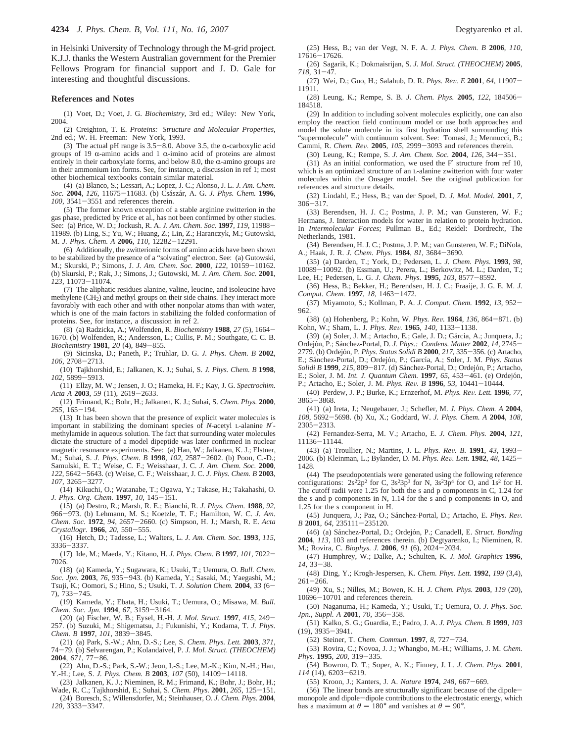in Helsinki University of Technology through the M-grid project. K.J.J. thanks the Western Australian government for the Premier Fellows Program for financial support and J. D. Gale for interesting and thoughtful discussions.

## References and Notes

(1) Voet, D.; Voet, J. G. *Biochemistry*, 3rd ed.; Wiley: New York, 2004.

(2) Creighton, T. E. *Proteins: Structure and Molecular Properties*, 2nd ed.; W. H. Freeman: New York, 1993.

(3) The actual pH range is 3.5–8.0. Above 3.5, the α-carboxylic acid groups of 19 α-amino acids and 1 α-imino acid of proteins are almost entirely in their carboxylate forms, and below 8.0, the α-amino groups are in their ammonium ion forms. See, for instance, a discussion in ref 1; most other biochemical textbooks contain similar material.

(4) (a) Blanco, S.; Lessari, A.; Lopez, J. C.; Alonso, J. L. *J. Am. Chem. Soc.* **2004**, *126*, 11675–11683. (b) Császár, A. G. *J. Phys. Chem.* **1996**, *100*, 3541–3551 and references therein.

(5) The former known exception of a stable arginine zwitterion in the gas phase, predicted by Price et al., has not been confirmed by other studies. See: (a) Price, W. D.; Jockush, R. A. *J. Am. Chem. Soc.* **1997**, *119*, 11988–11989. (b) Ling, S.; Yu, W.; Huang, Z.; Lin, Z.; Haranczyk, M.; Gutowski, M. *J. Phys. Chem. A* **2006**, *110*, 12282–12291.

(6) Additionally, the zwitterionic forms of amino acids have been shown to be stabilized by the presence of a "solvating" electron. See: (a) Gutowski, M.; Skurski, P.; Simons, J. *J. Am. Chem. Soc.* **2000**, *122*, 10159–10162. (b) Skurski, P.; Rak, J.; Simons, J.; Gutowski, M. *J. Am. Chem. Soc.* **2001**, *123*, 11073–11074.

(7) The aliphatic residues alanine, valine, leucine, and isoleucine have methylene ($CH_2$) and methyl groups on their side chains. They interact more favorably with each other and with other nonpolar atoms than with water, which is one of the main factors in stabilizing the folded conformation of proteins. See, for instance, a discussion in ref 2.

(8) (a) Radzicka, A.; Wolfenden, R. *Biochemistry* **1988**, *27* (5), 1664–1670. (b) Wolfenden, R.; Andersson, L.; Cullis, P. M.; Southgate, C. C. B. *Biochemistry* **1981**, *20* (4), 849–855.

(9) Sicinska, D.; Paneth, P.; Truhlar, D. G. *J. Phys. Chem. B* **2002**, *106*, 2708–2713.

(10) Tajkhorshid, E.; Jalkanen, K. J.; Suhai, S. *J. Phys. Chem. B* **1998**, *102*, 5899–5913.

(11) Ellzy, M. W.; Jensen, J. O.; Hameka, H. F.; Kay, J. G. *Spectrochim. Acta A* **2003**, *59* (11), 2619–2633.

(12) Frimand, K.; Bohr, H.; Jalkanen, K. J.; Suhai, S. *Chem. Phys.* **2000**, *255*, 165–194.

(13) It has been shown that the presence of explicit water molecules is important in stabilizing the dominant species of *N*-acetyl L-alanine *N*′-methylamide in aqueous solution. The fact that surrounding water molecules dictate the structure of a model dipeptide was later confirmed in nuclear magnetic resonance experiments. See: (a) Han, W.; Jalkanen, K. J.; Elstner, M.; Suhai, S. *J. Phys. Chem. B* **1998**, *102*, 2587–2602. (b) Poon, C.-D.; Samulski, E. T.; Weise, C. F.; Weisshaar, J. C. *J. Am. Chem. Soc.* **2000**, *122*, 5642–5643. (c) Weise, C. F.; Weisshaar, J. C. *J. Phys. Chem. B* **2003**, *107*, 3265–3277.

(14) Kikuchi, O.; Watanabe, T.; Ogawa, Y.; Takase, H.; Takahashi, O. *J. Phys. Org. Chem.* **1997**, *10*, 145–151.

(15) (a) Destro, R.; Marsh, R. E.; Bianchi, R. *J. Phys. Chem.* **1988**, *92*, 966–973. (b) Lehmann, M. S.; Koetzle, T. F.; Hamilton, W. C. *J. Am. Chem. Soc.* **1972**, *94*, 2657–2660. (c) Simpson, H. J.; Marsh, R. E. *Acta Crystallogr.* **1966**, *20*, 550–555.

(16) Hetch, D.; Tadesse, L.; Walters, L. *J. Am. Chem. Soc.* **1993**, *115*, 3336–3337.

(17) Ide, M.; Maeda, Y.; Kitano, H. *J. Phys. Chem. B* **1997**, *101*, 7022–7026.

(18) (a) Kameda, Y.; Sugawara, K.; Usuki, T.; Uemura, O. *Bull. Chem. Soc. Jpn.* **2003**, *76*, 935–943. (b) Kameda, Y.; Sasaki, M.; Yaegashi, M.; Tsuji, K.; Oomori, S.; Hino, S.; Usuki, T. *J. Solution Chem.* **2004**, *33* (6–7), 733–745.

(19) Kameda, Y.; Ebata, H.; Usuki, T.; Uemura, O.; Misawa, M. *Bull. Chem. Soc. Jpn.* **1994**, *67*, 3159–3164.

(20) (a) Fischer, W. B.; Eysel, H.-H. *J. Mol. Struct.* **1997**, *415*, 249–257. (b) Suzuki, M.; Shigematsu, J.; Fukunishi, Y.; Kodama, T. *J. Phys. Chem. B* **1997**, *101*, 3839–3845.

(21) (a) Park, S.-W.; Ahn, D.-S.; Lee, S. *Chem. Phys. Lett.* **2003**, *371*, 74–79. (b) Selvarengan, P.; Kolandaivel, P. *J. Mol. Struct. (THEOCHEM)* **2004**, *671*, 77–86.

(22) Ahn, D.-S.; Park, S.-W.; Jeon, I.-S.; Lee, M.-K.; Kim, N.-H.; Han, Y.-H.; Lee, S. *J. Phys. Chem. B* **2003**, *107* (50), 14109–14118.

(23) Jalkanen, K. J.; Nieminen, R. M.; Frimand, K.; Bohr, J.; Bohr, H.; Wade, R. C.; Tajkhorshid, E.; Suhai, S. *Chem. Phys.* **2001**, *265*, 125–151.

(24) Boresch, S.; Willensdorfer, M.; Steinhauser, O. *J. Chem. Phys.* **2004**, *120*, 3333–3347.

(25) Hess, B.; van der Vegt, N. F. A. *J. Phys. Chem. B* **2006**, *110*, 17616–17626.

(26) Sagarik, K.; Dokmaisrijan, S. *J. Mol. Struct. (THEOCHEM)* **2005**, *718*, 31–47.

(27) Wei, D.; Guo, H.; Salahub, D. R. *Phys. Rev. E* **2001**, *64*, 11907–11911.

(28) Leung, K.; Rempe, S. B. *J. Chem. Phys.* **2005**, *122*, 184506–184518.

(29) In addition to including solvent molecules explicitly, one can also employ the reaction field continuum model or use both approaches and model the solute molecule in its first hydration shell surrounding this "supermolecule" with continuum solvent. See: Tomasi, J.; Mennucci, B.; Cammi, R. *Chem. Rev.* **2005**, *105*, 2999–3093 and references therein.

(30) Leung, K.; Rempe, S. *J. Am. Chem. Soc.* **2004**, *126*, 344–351.

(31) As an initial conformation, we used the F′ structure from ref 10, which is an optimized structure of an L-alanine zwitterion with four water molecules within the Onsager model. See the original publication for references and structure details.

(32) Lindahl, E.; Hess, B.; van der Spoel, D. *J. Mol. Model.* **2001**, *7*, 306–317.

(33) Berendsen, H. J. C.; Postma, J. P. M.; van Gunsteren, W. F.; Hermans, J. Interaction models for water in relation to protein hydration. In *Intermolecular Forces*; Pullman B., Ed.; Reidel: Dordrecht, The Netherlands, 1981.

(34) Berendsen, H. J. C.; Postma, J. P. M.; van Gunsteren, W. F.; DiNola, A.; Haak, J. R. *J. Chem. Phys.* **1984**, *81*, 3684–3690.

(35) (a) Darden, T.; York, D.; Pedersen, L. *J. Chem. Phys.* **1993**, *98*, 10089–10092. (b) Essman, U.; Perera, L.; Berkowitz, M. L.; Darden, T.; Lee, H.; Pedersen, L. G. *J. Chem. Phys.* **1995**, *103*, 8577–8592.

(36) Hess, B.; Bekker, H.; Berendsen, H. J. C.; Fraaije, J. G. E. M. *J. Comput. Chem.* **1997**, *18*, 1463–1472.

(37) Miyamoto, S.; Kollman, P. A. *J. Comput. Chem.* **1992**, *13*, 952–962.

(38) (a) Hohenberg, P.; Kohn, W. *Phys. Rev.* **1964**, *136*, 864–871. (b) Kohn, W.; Sham, L. J. *Phys. Rev.* **1965**, *140*, 1133–1138.

(39) (a) Soler, J. M.; Artacho, E.; Gale, J. D.; Gárcia, A.; Junquera, J.; Ordejón, P.; Sánchez-Portal, D. *J. Phys.: Condens. Matter* **2002**, *14*, 2745–2779. (b) Ordejón, P. *Phys. Status Solidi B* **2000**, *217*, 335–356. (c) Artacho, E.; Sánchez-Portal, D.; Ordejón, P.; García, A.; Soler, J. M. *Phys. Status Solidi B* **1999**, *215*, 809–817. (d) Sánchez-Portal, D.; Ordejón, P.; Artacho, E.; Soler, J. M. *Int. J. Quantum Chem.* **1997**, *65*, 453–461. (e) Ordejón, P.; Artacho, E.; Soler, J. M. *Phys. Rev. B* **1996**, *53*, 10441–10444.

(40) Perdew, J. P.; Burke, K.; Ernzerhof, M. *Phys. Rev. Lett.* **1996**, *77*, 3865–3868.

(41) (a) Ireta, J.; Neugebauer, J.; Schefler, M. *J. Phys. Chem. A* **2004**, *108*, 5692–5698. (b) Xu, X.; Goddard, W. *J. Phys. Chem. A* **2004**, *108*, 2305–2313.

(42) Fernandez-Serra, M. V.; Artacho, E. *J. Chem. Phys.* **2004**, *121*, 11136–11144.

(43) (a) Troullier, N.; Martins, J. L. *Phys. Rev. B.* **1991**, *43*, 1993–2006. (b) Kleinman, L.; Bylander, D. M. *Phys. Rev. Lett.* **1982**, *48*, 1425–1428.

(44) The pseudopotentials were generated using the following reference configurations: $2s^22p^2$ for C, $3s^23p^3$ for N, $3s^23p^4$ for O, and $1s^2$ for H. The cutoff radii were 1.25 for both the s and p components in C, 1.24 for the s and p components in N, 1.14 for the s and p components in O, and 1.25 for the s component in H.

(45) Junquera, J.; Paz, O.; Sánchez-Portal, D.; Artacho, E. *Phys. Rev. B* **2001**, *64*, 235111–235120.

(46) (a) Sánchez-Portal, D.; Ordejón, P.; Canadell, E. *Struct. Bonding* **2004**, *113*, 103 and references therein. (b) Degtyarenko, I.; Nieminen, R. M.; Rovira, C. *Biophys. J.* **2006**, *91* (6), 2024–2034.

(47) Humphrey, W.; Dalke, A.; Schulten, K. *J. Mol. Graphics* **1996**, *14*, 33–38.

(48) Ding, Y.; Krogh-Jespersen, K. *Chem. Phys. Lett.* **1992**, *199* (3,4), 261–266.

(49) Xu, S.; Nilles, M.; Bowen, K. H. *J. Chem. Phys.* **2003**, *119* (20), 10696–10701 and references therein.

(50) Naganuma, H.; Kameda, Y.; Usuki, T.; Uemura, O. *J. Phys. Soc. Jpn., Suppl. A* **2001**, *70*, 356–358.

(51) Kalko, S. G.; Guardia, E.; Padro, J. A. *J. Phys. Chem. B* **1999**, *103* (19), 3935–3941.

(52) Steiner, T. *Chem. Commun.* **1997**, *8*, 727–734.

(53) Rovira, C.; Novoa, J. J.; Whangbo, M.-H.; Williams, J. M. *Chem. Phys.* **1995**, *200*, 319–335.

(54) Bowron, D. T.; Soper, A. K.; Finney, J. L. *J. Chem. Phys.* **2001**, *114* (14), 6203–6219.

(55) Kroon, J.; Kanters, J. A. *Nature* **1974**, *248*, 667–669.

(56) The linear bonds are structurally significant because of the dipole–monopole and dipole–dipole contributions to the electrostatic energy, which has a maximum at $\theta = 180°$ and vanishes at $\theta = 90°$.